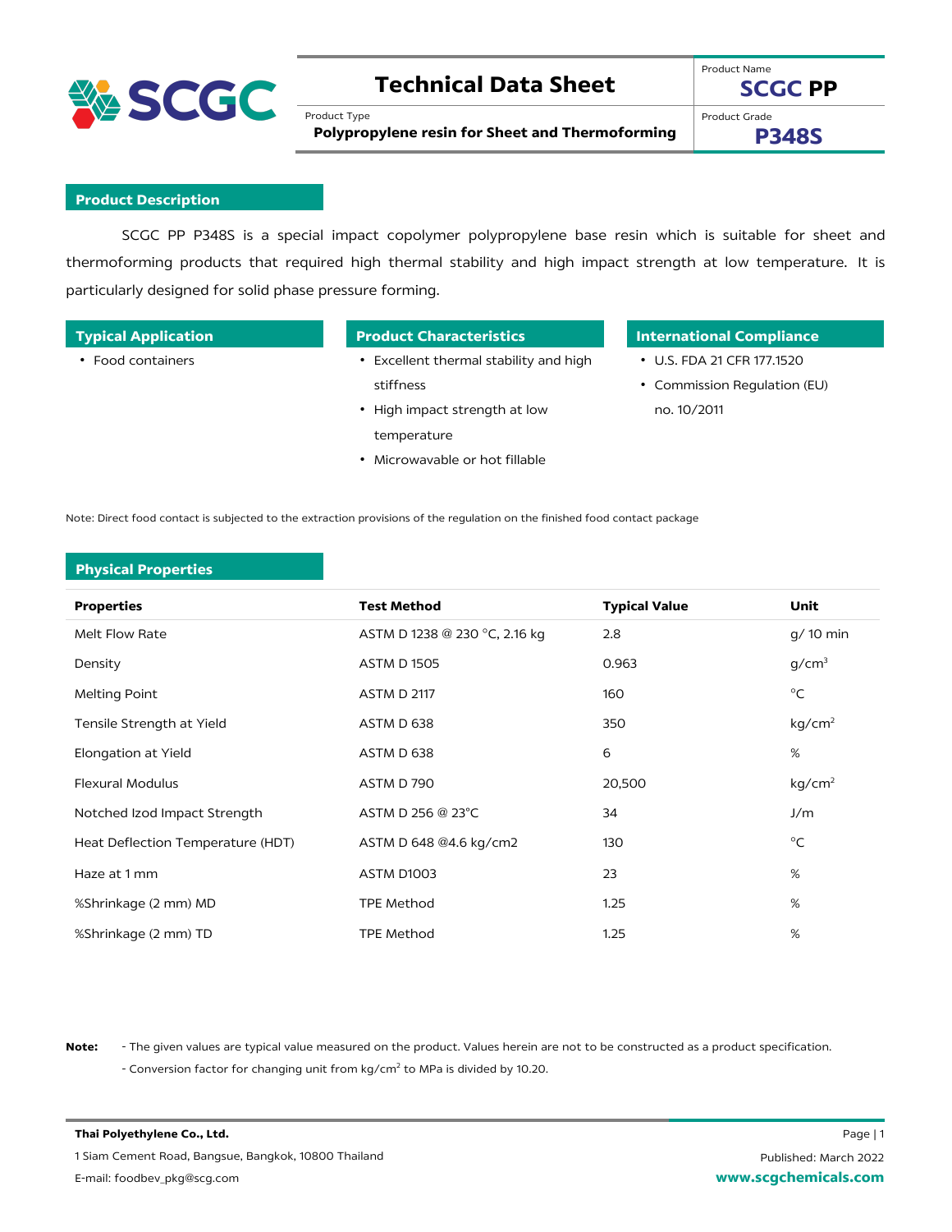# Technical Data Sheet

Product Type
**Polypropylene resin for Sheet and Thermoforming**

Product Name
**SCGC PP**

Product Grade
**P348S**

## Product Description

SCGC PP P348S is a special impact copolymer polypropylene base resin which is suitable for sheet and thermoforming products that required high thermal stability and high impact strength at low temperature. It is particularly designed for solid phase pressure forming.

## Typical Application

- Food containers

## Product Characteristics

- Excellent thermal stability and high stiffness
- High impact strength at low temperature
- Microwavable or hot fillable

## International Compliance

- U.S. FDA 21 CFR 177.1520
- Commission Regulation (EU) no. 10/2011

Note: Direct food contact is subjected to the extraction provisions of the regulation on the finished food contact package

## Physical Properties

| Properties | Test Method | Typical Value | Unit |
|---|---|---|---|
| Melt Flow Rate | ASTM D 1238 @ 230 °C, 2.16 kg | 2.8 | g/ 10 min |
| Density | ASTM D 1505 | 0.963 | g/cm$^3$ |
| Melting Point | ASTM D 2117 | 160 | °C |
| Tensile Strength at Yield | ASTM D 638 | 350 | kg/cm$^2$ |
| Elongation at Yield | ASTM D 638 | 6 | % |
| Flexural Modulus | ASTM D 790 | 20,500 | kg/cm$^2$ |
| Notched Izod Impact Strength | ASTM D 256 @ 23°C | 34 | J/m |
| Heat Deflection Temperature (HDT) | ASTM D 648 @4.6 kg/cm2 | 130 | °C |
| Haze at 1 mm | ASTM D1003 | 23 | % |
| %Shrinkage (2 mm) MD | TPE Method | 1.25 | % |
| %Shrinkage (2 mm) TD | TPE Method | 1.25 | % |

**Note:** - The given values are typical value measured on the product. Values herein are not to be constructed as a product specification.
- Conversion factor for changing unit from kg/cm$^2$ to MPa is divided by 10.20.

**Thai Polyethylene Co., Ltd.**
1 Siam Cement Road, Bangsue, Bangkok, 10800 Thailand
E-mail: foodbev_pkg@scg.com

Published: March 2022
www.scgchemicals.com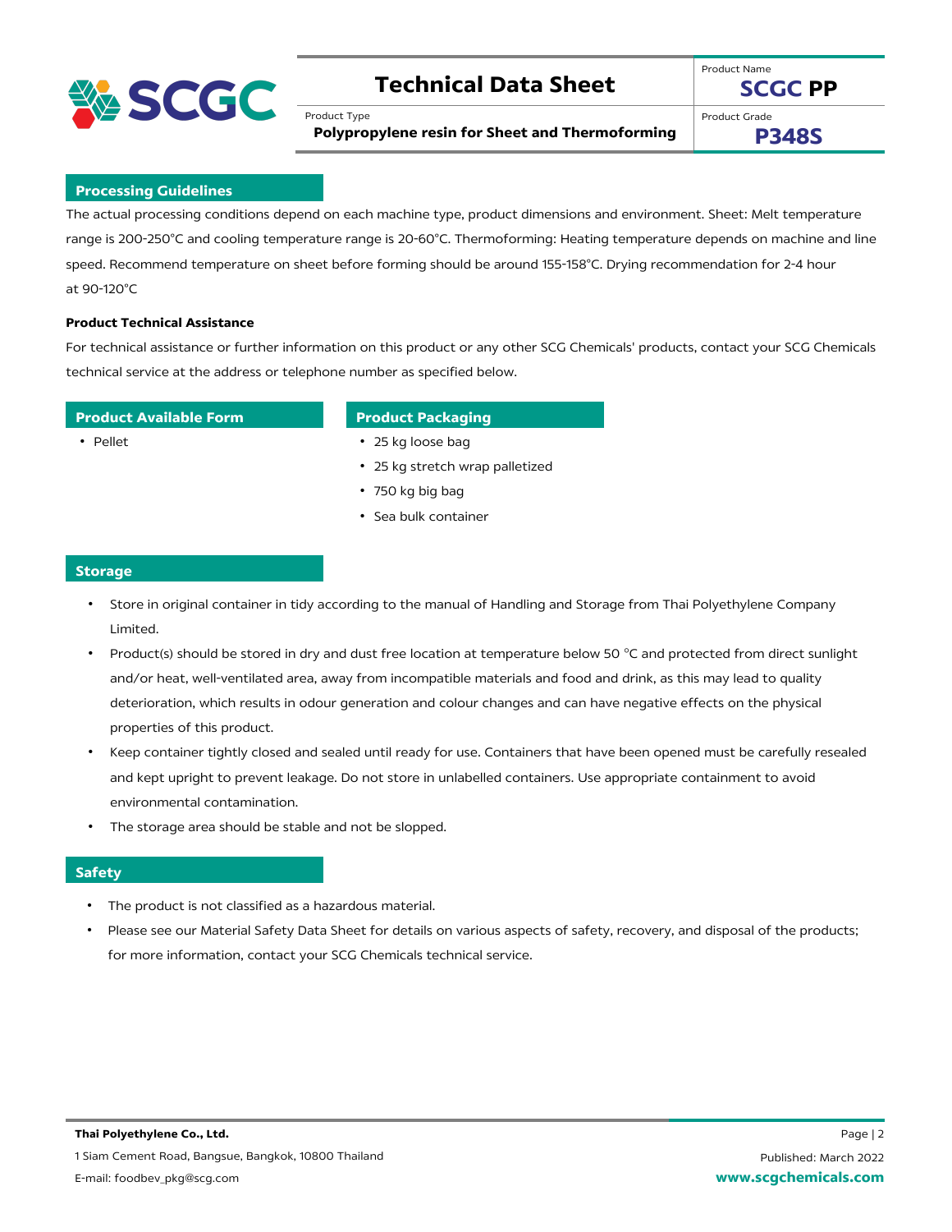## Processing Guidelines

The actual processing conditions depend on each machine type, product dimensions and environment. Sheet: Melt temperature range is 200-250°C and cooling temperature range is 20-60°C. Thermoforming: Heating temperature depends on machine and line speed. Recommend temperature on sheet before forming should be around 155-158°C. Drying recommendation for 2-4 hour at 90-120°C

**Product Technical Assistance**

For technical assistance or further information on this product or any other SCG Chemicals' products, contact your SCG Chemicals technical service at the address or telephone number as specified below.

## Product Available Form

- Pellet

## Product Packaging

- 25 kg loose bag
- 25 kg stretch wrap palletized
- 750 kg big bag
- Sea bulk container

## Storage

- Store in original container in tidy according to the manual of Handling and Storage from Thai Polyethylene Company Limited.
- Product(s) should be stored in dry and dust free location at temperature below 50 °C and protected from direct sunlight and/or heat, well-ventilated area, away from incompatible materials and food and drink, as this may lead to quality deterioration, which results in odour generation and colour changes and can have negative effects on the physical properties of this product.
- Keep container tightly closed and sealed until ready for use. Containers that have been opened must be carefully resealed and kept upright to prevent leakage. Do not store in unlabelled containers. Use appropriate containment to avoid environmental contamination.
- The storage area should be stable and not be slopped.

## Safety

- The product is not classified as a hazardous material.
- Please see our Material Safety Data Sheet for details on various aspects of safety, recovery, and disposal of the products; for more information, contact your SCG Chemicals technical service.

**Thai Polyethylene Co., Ltd.**

1 Siam Cement Road, Bangsue, Bangkok, 10800 Thailand

E-mail: foodbev_pkg@scg.com

Published: March 2022

www.scgchemicals.com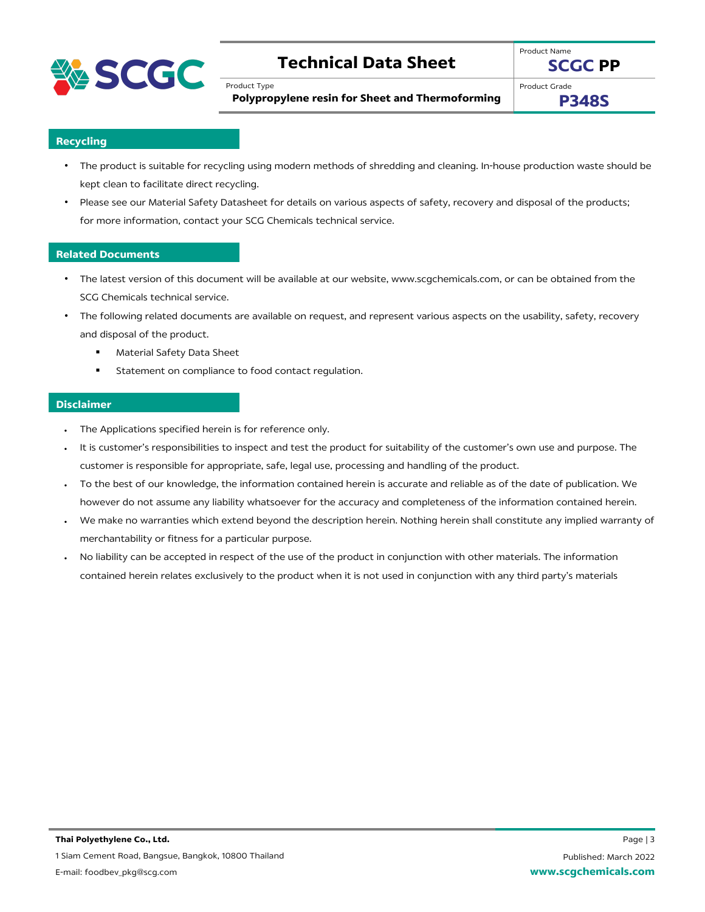## Recycling

- The product is suitable for recycling using modern methods of shredding and cleaning. In-house production waste should be kept clean to facilitate direct recycling.
- Please see our Material Safety Datasheet for details on various aspects of safety, recovery and disposal of the products; for more information, contact your SCG Chemicals technical service.

## Related Documents

- The latest version of this document will be available at our website, www.scgchemicals.com, or can be obtained from the SCG Chemicals technical service.
- The following related documents are available on request, and represent various aspects on the usability, safety, recovery and disposal of the product.
  - Material Safety Data Sheet
  - Statement on compliance to food contact regulation.

## Disclaimer

- The Applications specified herein is for reference only.
- It is customer's responsibilities to inspect and test the product for suitability of the customer's own use and purpose. The customer is responsible for appropriate, safe, legal use, processing and handling of the product.
- To the best of our knowledge, the information contained herein is accurate and reliable as of the date of publication. We however do not assume any liability whatsoever for the accuracy and completeness of the information contained herein.
- We make no warranties which extend beyond the description herein. Nothing herein shall constitute any implied warranty of merchantability or fitness for a particular purpose.
- No liability can be accepted in respect of the use of the product in conjunction with other materials. The information contained herein relates exclusively to the product when it is not used in conjunction with any third party's materials